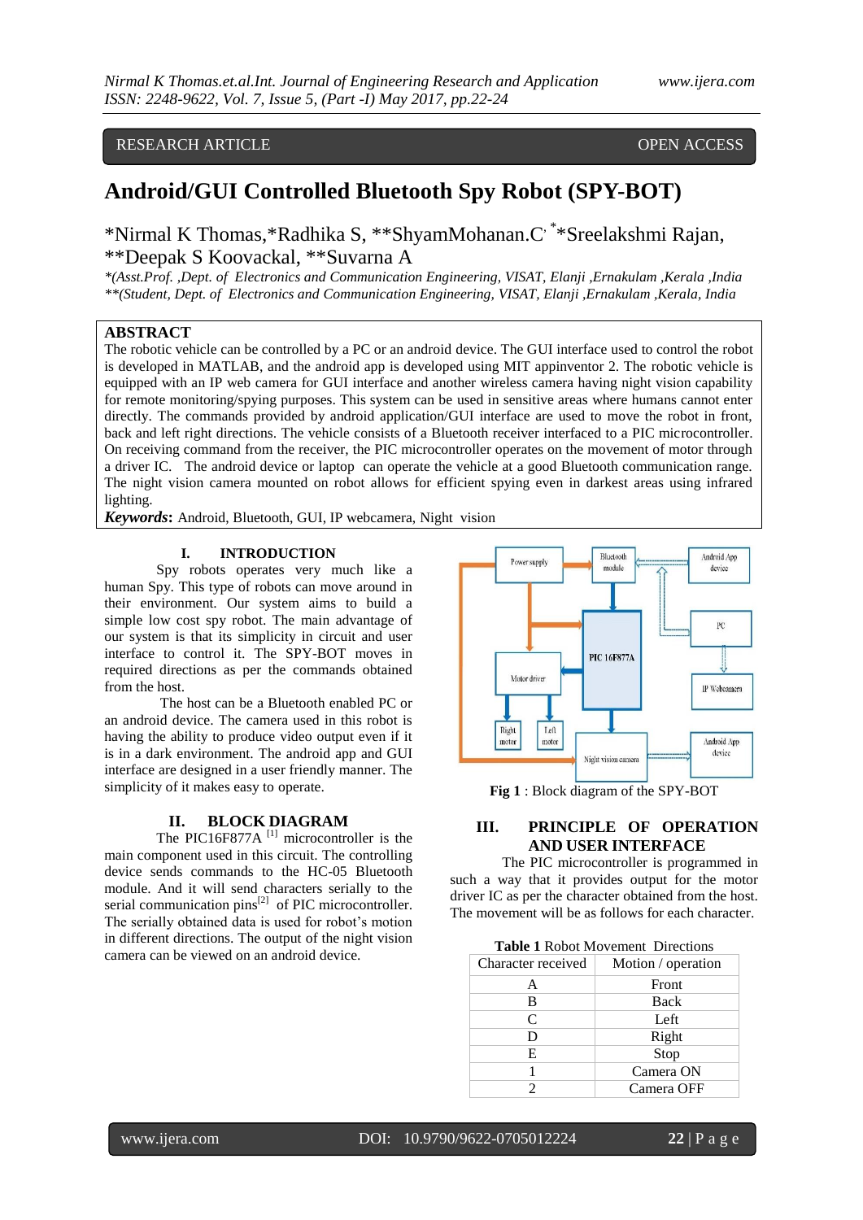RESEARCH ARTICLE OPEN ACCESS

# Android/GUI Controlled Bluetooth Spy Robot (SPY-BOT)

*Nirmal K Thomas,*Radhika S, **ShyamMohanan.C, **Sreelakshmi Rajan, **Deepak S Koovackal, **Suvarna A

*\*(Asst.Prof. ,Dept. of Electronics and Communication Engineering, VISAT, Elanji ,Ernakulam ,Kerala ,India*
*\*\*(Student, Dept. of Electronics and Communication Engineering, VISAT, Elanji ,Ernakulam ,Kerala, India*

## ABSTRACT

The robotic vehicle can be controlled by a PC or an android device. The GUI interface used to control the robot is developed in MATLAB, and the android app is developed using MIT appinventor 2. The robotic vehicle is equipped with an IP web camera for GUI interface and another wireless camera having night vision capability for remote monitoring/spying purposes. This system can be used in sensitive areas where humans cannot enter directly. The commands provided by android application/GUI interface are used to move the robot in front, back and left right directions. The vehicle consists of a Bluetooth receiver interfaced to a PIC microcontroller. On receiving command from the receiver, the PIC microcontroller operates on the movement of motor through a driver IC. The android device or laptop can operate the vehicle at a good Bluetooth communication range. The night vision camera mounted on robot allows for efficient spying even in darkest areas using infrared lighting.

***Keywords*:** Android, Bluetooth, GUI, IP webcamera, Night vision

## I. INTRODUCTION

Spy robots operates very much like a human Spy. This type of robots can move around in their environment. Our system aims to build a simple low cost spy robot. The main advantage of our system is that its simplicity in circuit and user interface to control it. The SPY-BOT moves in required directions as per the commands obtained from the host.

The host can be a Bluetooth enabled PC or an android device. The camera used in this robot is having the ability to produce video output even if it is in a dark environment. The android app and GUI interface are designed in a user friendly manner. The simplicity of it makes easy to operate.

## II. BLOCK DIAGRAM

The PIC16F877A [1] microcontroller is the main component used in this circuit. The controlling device sends commands to the HC-05 Bluetooth module. And it will send characters serially to the serial communication pins[2] of PIC microcontroller. The serially obtained data is used for robot's motion in different directions. The output of the night vision camera can be viewed on an android device.

Power supply
Bluetooth module
Android App device
PC
PIC 16F877A
Motor driver
IP Webcamera
Right motor
Left motor
Night vision camera
Android App device

**Fig 1** : Block diagram of the SPY-BOT

## III. PRINCIPLE OF OPERATION AND USER INTERFACE

The PIC microcontroller is programmed in such a way that it provides output for the motor driver IC as per the character obtained from the host. The movement will be as follows for each character.

**Table 1** Robot Movement Directions

| Character received | Motion / operation |
|---|---|
| A | Front |
| B | Back |
| C | Left |
| D | Right |
| E | Stop |
| 1 | Camera ON |
| 2 | Camera OFF |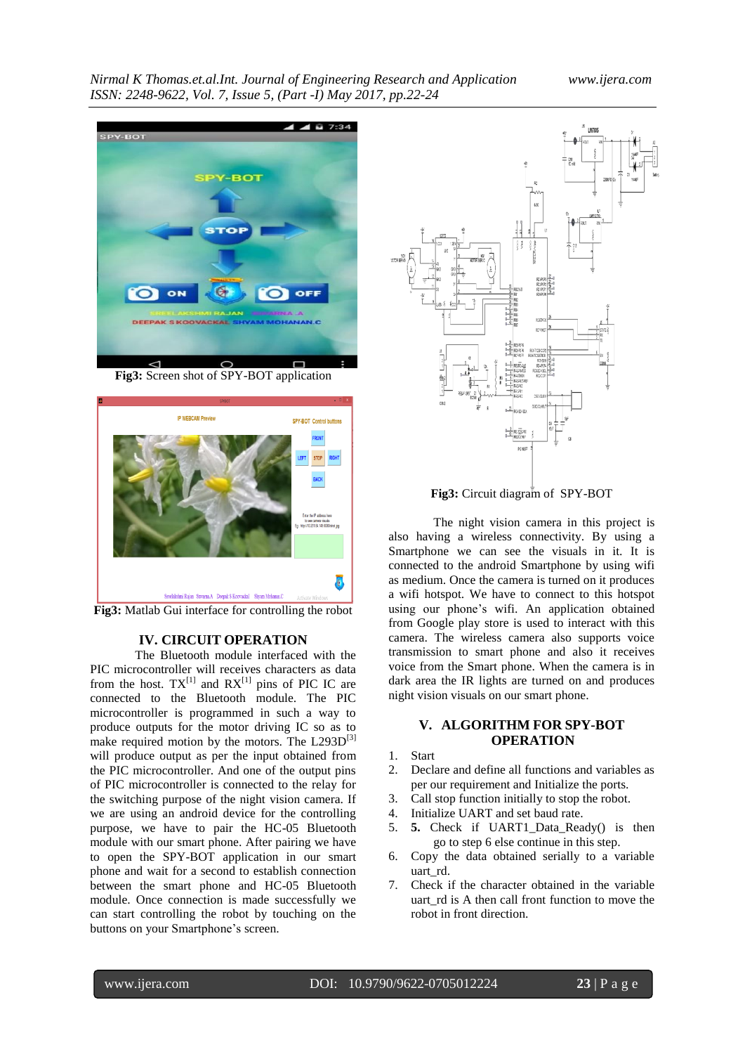Fig3: Screen shot of SPY-BOT application

Fig3: Matlab Gui interface for controlling the robot

## IV. CIRCUIT OPERATION

The Bluetooth module interfaced with the PIC microcontroller will receives characters as data from the host. TX[1] and RX[1] pins of PIC IC are connected to the Bluetooth module. The PIC microcontroller is programmed in such a way to produce outputs for the motor driving IC so as to make required motion by the motors. The L293D[3] will produce output as per the input obtained from the PIC microcontroller. And one of the output pins of PIC microcontroller is connected to the relay for the switching purpose of the night vision camera. If we are using an android device for the controlling purpose, we have to pair the HC-05 Bluetooth module with our smart phone. After pairing we have to open the SPY-BOT application in our smart phone and wait for a second to establish connection between the smart phone and HC-05 Bluetooth module. Once connection is made successfully we can start controlling the robot by touching on the buttons on your Smartphone's screen.

Fig3: Circuit diagram of SPY-BOT

The night vision camera in this project is also having a wireless connectivity. By using a Smartphone we can see the visuals in it. It is connected to the android Smartphone by using wifi as medium. Once the camera is turned on it produces a wifi hotspot. We have to connect to this hotspot using our phone's wifi. An application obtained from Google play store is used to interact with this camera. The wireless camera also supports voice transmission to smart phone and also it receives voice from the Smart phone. When the camera is in dark area the IR lights are turned on and produces night vision visuals on our smart phone.

## V. ALGORITHM FOR SPY-BOT OPERATION

1. Start
2. Declare and define all functions and variables as per our requirement and Initialize the ports.
3. Call stop function initially to stop the robot.
4. Initialize UART and set baud rate.
5. **5.** Check if UART1_Data_Ready() is then go to step 6 else continue in this step.
6. Copy the data obtained serially to a variable uart_rd.
7. Check if the character obtained in the variable uart_rd is A then call front function to move the robot in front direction.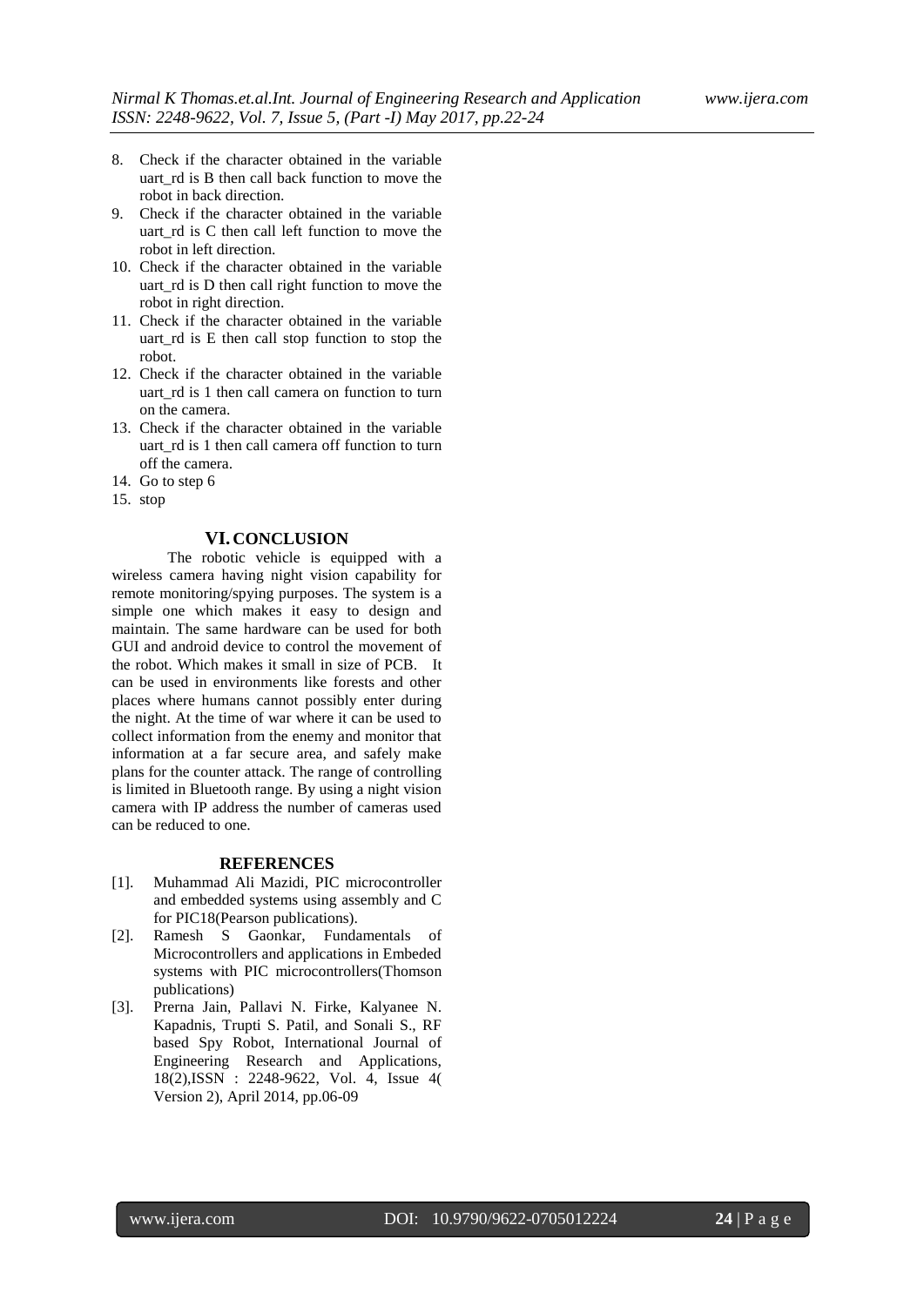8. Check if the character obtained in the variable uart_rd is B then call back function to move the robot in back direction.
9. Check if the character obtained in the variable uart_rd is C then call left function to move the robot in left direction.
10. Check if the character obtained in the variable uart_rd is D then call right function to move the robot in right direction.
11. Check if the character obtained in the variable uart_rd is E then call stop function to stop the robot.
12. Check if the character obtained in the variable uart_rd is 1 then call camera on function to turn on the camera.
13. Check if the character obtained in the variable uart_rd is 1 then call camera off function to turn off the camera.
14. Go to step 6
15. stop

## VI. CONCLUSION

The robotic vehicle is equipped with a wireless camera having night vision capability for remote monitoring/spying purposes. The system is a simple one which makes it easy to design and maintain. The same hardware can be used for both GUI and android device to control the movement of the robot. Which makes it small in size of PCB. It can be used in environments like forests and other places where humans cannot possibly enter during the night. At the time of war where it can be used to collect information from the enemy and monitor that information at a far secure area, and safely make plans for the counter attack. The range of controlling is limited in Bluetooth range. By using a night vision camera with IP address the number of cameras used can be reduced to one.

## REFERENCES

[1]. Muhammad Ali Mazidi, PIC microcontroller and embedded systems using assembly and C for PIC18(Pearson publications).

[2]. Ramesh S Gaonkar, Fundamentals of Microcontrollers and applications in Embeded systems with PIC microcontrollers(Thomson publications)

[3]. Prerna Jain, Pallavi N. Firke, Kalyanee N. Kapadnis, Trupti S. Patil, and Sonali S., RF based Spy Robot, International Journal of Engineering Research and Applications, 18(2),ISSN : 2248-9622, Vol. 4, Issue 4( Version 2), April 2014, pp.06-09